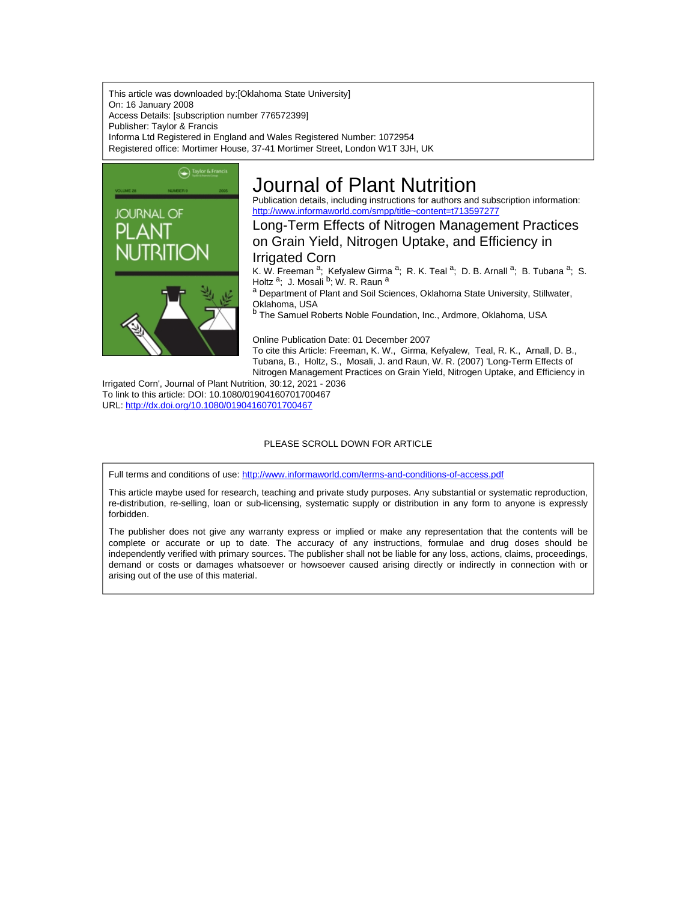This article was downloaded by:[Oklahoma State University]
On: 16 January 2008
Access Details: [subscription number 776572399]
Publisher: Taylor & Francis
Informa Ltd Registered in England and Wales Registered Number: 1072954
Registered office: Mortimer House, 37-41 Mortimer Street, London W1T 3JH, UK

# Journal of Plant Nutrition

Publication details, including instructions for authors and subscription information:
http://www.informaworld.com/smpp/title~content=t713597277

## Long-Term Effects of Nitrogen Management Practices on Grain Yield, Nitrogen Uptake, and Efficiency in Irrigated Corn

K. W. Freeman [a]; Kefyalew Girma [a]; R. K. Teal [a]; D. B. Arnall [a]; B. Tubana [a]; S. Holtz [a]; J. Mosali [b]; W. R. Raun [a]

[a] Department of Plant and Soil Sciences, Oklahoma State University, Stillwater, Oklahoma, USA

[b] The Samuel Roberts Noble Foundation, Inc., Ardmore, Oklahoma, USA

Online Publication Date: 01 December 2007

To cite this Article: Freeman, K. W., Girma, Kefyalew, Teal, R. K., Arnall, D. B., Tubana, B., Holtz, S., Mosali, J. and Raun, W. R. (2007) 'Long-Term Effects of Nitrogen Management Practices on Grain Yield, Nitrogen Uptake, and Efficiency in Irrigated Corn', Journal of Plant Nutrition, 30:12, 2021 - 2036

To link to this article: DOI: 10.1080/01904160701700467

URL: http://dx.doi.org/10.1080/01904160701700467

PLEASE SCROLL DOWN FOR ARTICLE

Full terms and conditions of use: http://www.informaworld.com/terms-and-conditions-of-access.pdf

This article maybe used for research, teaching and private study purposes. Any substantial or systematic reproduction, re-distribution, re-selling, loan or sub-licensing, systematic supply or distribution in any form to anyone is expressly forbidden.

The publisher does not give any warranty express or implied or make any representation that the contents will be complete or accurate or up to date. The accuracy of any instructions, formulae and drug doses should be independently verified with primary sources. The publisher shall not be liable for any loss, actions, claims, proceedings, demand or costs or damages whatsoever or howsoever caused arising directly or indirectly in connection with or arising out of the use of this material.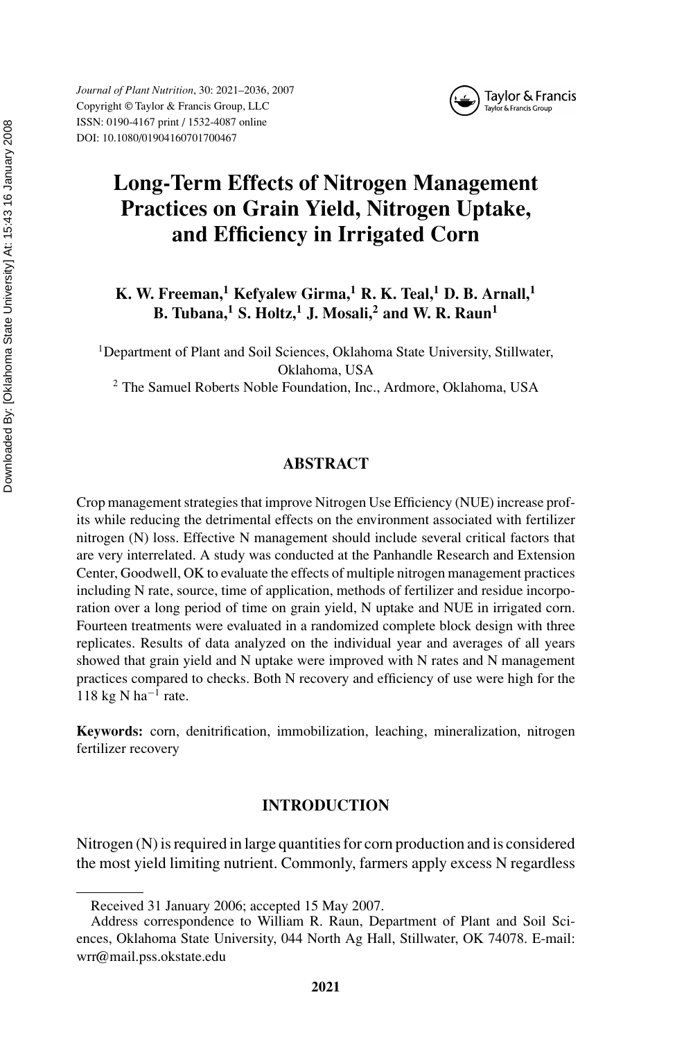*Journal of Plant Nutrition*, 30: 2021–2036, 2007
Copyright © Taylor & Francis Group, LLC
ISSN: 0190-4167 print / 1532-4087 online
DOI: 10.1080/01904160701700467

# Long-Term Effects of Nitrogen Management Practices on Grain Yield, Nitrogen Uptake, and Efficiency in Irrigated Corn

**K. W. Freeman,[1] Kefyalew Girma,[1] R. K. Teal,[1] D. B. Arnall,[1] B. Tubana,[1] S. Holtz,[1] J. Mosali,[2] and W. R. Raun[1]**

[1]Department of Plant and Soil Sciences, Oklahoma State University, Stillwater, Oklahoma, USA

[2] The Samuel Roberts Noble Foundation, Inc., Ardmore, Oklahoma, USA

## ABSTRACT

Crop management strategies that improve Nitrogen Use Efficiency (NUE) increase profits while reducing the detrimental effects on the environment associated with fertilizer nitrogen (N) loss. Effective N management should include several critical factors that are very interrelated. A study was conducted at the Panhandle Research and Extension Center, Goodwell, OK to evaluate the effects of multiple nitrogen management practices including N rate, source, time of application, methods of fertilizer and residue incorporation over a long period of time on grain yield, N uptake and NUE in irrigated corn. Fourteen treatments were evaluated in a randomized complete block design with three replicates. Results of data analyzed on the individual year and averages of all years showed that grain yield and N uptake were improved with N rates and N management practices compared to checks. Both N recovery and efficiency of use were high for the 118 kg N $ha^{-1}$ rate.

**Keywords:** corn, denitrification, immobilization, leaching, mineralization, nitrogen fertilizer recovery

## INTRODUCTION

Nitrogen (N) is required in large quantities for corn production and is considered the most yield limiting nutrient. Commonly, farmers apply excess N regardless

Received 31 January 2006; accepted 15 May 2007.

Address correspondence to William R. Raun, Department of Plant and Soil Sciences, Oklahoma State University, 044 North Ag Hall, Stillwater, OK 74078. E-mail: wrr@mail.pss.okstate.edu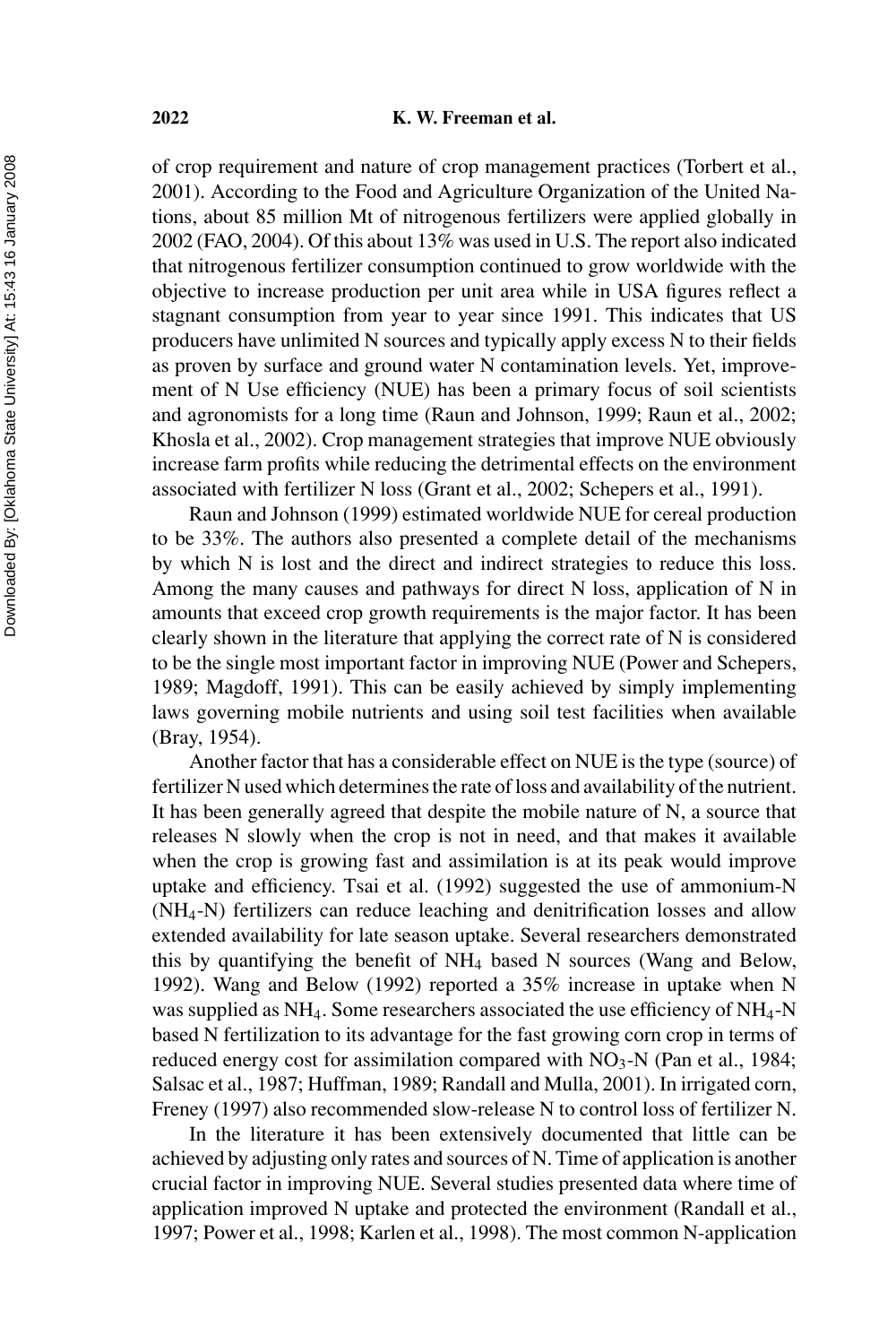of crop requirement and nature of crop management practices (Torbert et al., 2001). According to the Food and Agriculture Organization of the United Nations, about 85 million Mt of nitrogenous fertilizers were applied globally in 2002 (FAO, 2004). Of this about 13% was used in U.S. The report also indicated that nitrogenous fertilizer consumption continued to grow worldwide with the objective to increase production per unit area while in USA figures reflect a stagnant consumption from year to year since 1991. This indicates that US producers have unlimited N sources and typically apply excess N to their fields as proven by surface and ground water N contamination levels. Yet, improvement of N Use efficiency (NUE) has been a primary focus of soil scientists and agronomists for a long time (Raun and Johnson, 1999; Raun et al., 2002; Khosla et al., 2002). Crop management strategies that improve NUE obviously increase farm profits while reducing the detrimental effects on the environment associated with fertilizer N loss (Grant et al., 2002; Schepers et al., 1991).

Raun and Johnson (1999) estimated worldwide NUE for cereal production to be 33%. The authors also presented a complete detail of the mechanisms by which N is lost and the direct and indirect strategies to reduce this loss. Among the many causes and pathways for direct N loss, application of N in amounts that exceed crop growth requirements is the major factor. It has been clearly shown in the literature that applying the correct rate of N is considered to be the single most important factor in improving NUE (Power and Schepers, 1989; Magdoff, 1991). This can be easily achieved by simply implementing laws governing mobile nutrients and using soil test facilities when available (Bray, 1954).

Another factor that has a considerable effect on NUE is the type (source) of fertilizer N used which determines the rate of loss and availability of the nutrient. It has been generally agreed that despite the mobile nature of N, a source that releases N slowly when the crop is not in need, and that makes it available when the crop is growing fast and assimilation is at its peak would improve uptake and efficiency. Tsai et al. (1992) suggested the use of ammonium-N ($NH_4$-N) fertilizers can reduce leaching and denitrification losses and allow extended availability for late season uptake. Several researchers demonstrated this by quantifying the benefit of $NH_4$ based N sources (Wang and Below, 1992). Wang and Below (1992) reported a 35% increase in uptake when N was supplied as $NH_4$. Some researchers associated the use efficiency of $NH_4$-N based N fertilization to its advantage for the fast growing corn crop in terms of reduced energy cost for assimilation compared with $NO_3$-N (Pan et al., 1984; Salsac et al., 1987; Huffman, 1989; Randall and Mulla, 2001). In irrigated corn, Freney (1997) also recommended slow-release N to control loss of fertilizer N.

In the literature it has been extensively documented that little can be achieved by adjusting only rates and sources of N. Time of application is another crucial factor in improving NUE. Several studies presented data where time of application improved N uptake and protected the environment (Randall et al., 1997; Power et al., 1998; Karlen et al., 1998). The most common N-application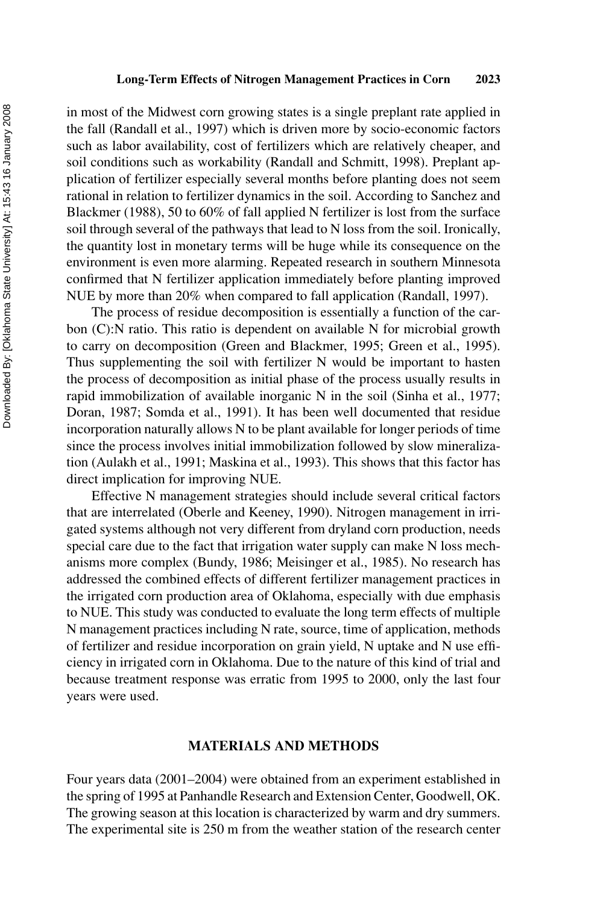in most of the Midwest corn growing states is a single preplant rate applied in the fall (Randall et al., 1997) which is driven more by socio-economic factors such as labor availability, cost of fertilizers which are relatively cheaper, and soil conditions such as workability (Randall and Schmitt, 1998). Preplant application of fertilizer especially several months before planting does not seem rational in relation to fertilizer dynamics in the soil. According to Sanchez and Blackmer (1988), 50 to 60% of fall applied N fertilizer is lost from the surface soil through several of the pathways that lead to N loss from the soil. Ironically, the quantity lost in monetary terms will be huge while its consequence on the environment is even more alarming. Repeated research in southern Minnesota confirmed that N fertilizer application immediately before planting improved NUE by more than 20% when compared to fall application (Randall, 1997).

The process of residue decomposition is essentially a function of the carbon (C):N ratio. This ratio is dependent on available N for microbial growth to carry on decomposition (Green and Blackmer, 1995; Green et al., 1995). Thus supplementing the soil with fertilizer N would be important to hasten the process of decomposition as initial phase of the process usually results in rapid immobilization of available inorganic N in the soil (Sinha et al., 1977; Doran, 1987; Somda et al., 1991). It has been well documented that residue incorporation naturally allows N to be plant available for longer periods of time since the process involves initial immobilization followed by slow mineralization (Aulakh et al., 1991; Maskina et al., 1993). This shows that this factor has direct implication for improving NUE.

Effective N management strategies should include several critical factors that are interrelated (Oberle and Keeney, 1990). Nitrogen management in irrigated systems although not very different from dryland corn production, needs special care due to the fact that irrigation water supply can make N loss mechanisms more complex (Bundy, 1986; Meisinger et al., 1985). No research has addressed the combined effects of different fertilizer management practices in the irrigated corn production area of Oklahoma, especially with due emphasis to NUE. This study was conducted to evaluate the long term effects of multiple N management practices including N rate, source, time of application, methods of fertilizer and residue incorporation on grain yield, N uptake and N use efficiency in irrigated corn in Oklahoma. Due to the nature of this kind of trial and because treatment response was erratic from 1995 to 2000, only the last four years were used.

## MATERIALS AND METHODS

Four years data (2001–2004) were obtained from an experiment established in the spring of 1995 at Panhandle Research and Extension Center, Goodwell, OK. The growing season at this location is characterized by warm and dry summers. The experimental site is 250 m from the weather station of the research center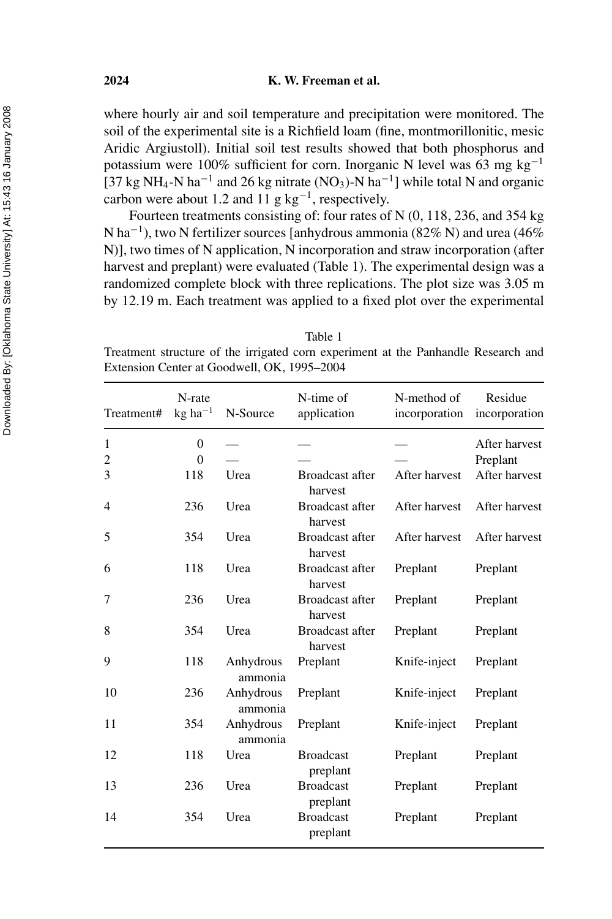where hourly air and soil temperature and precipitation were monitored. The soil of the experimental site is a Richfield loam (fine, montmorillonitic, mesic Aridic Argiustoll). Initial soil test results showed that both phosphorus and potassium were 100% sufficient for corn. Inorganic N level was 63 mg $kg^{-1}$ [37 kg $NH_4$-N $ha^{-1}$ and 26 kg nitrate ($NO_3$)-N $ha^{-1}$] while total N and organic carbon were about 1.2 and 11 g $kg^{-1}$, respectively.

Fourteen treatments consisting of: four rates of N (0, 118, 236, and 354 kg N $ha^{-1}$), two N fertilizer sources [anhydrous ammonia (82% N) and urea (46% N)], two times of N application, N incorporation and straw incorporation (after harvest and preplant) were evaluated (Table 1). The experimental design was a randomized complete block with three replications. The plot size was 3.05 m by 12.19 m. Each treatment was applied to a fixed plot over the experimental

Table 1
Treatment structure of the irrigated corn experiment at the Panhandle Research and Extension Center at Goodwell, OK, 1995–2004

| Treatment# | N-rate kg $ha^{-1}$ | N-Source | N-time of application | N-method of incorporation | Residue incorporation |
|---|---|---|---|---|---|
| 1 | 0 | — | — | — | After harvest |
| 2 | 0 | — | — | — | Preplant |
| 3 | 118 | Urea | Broadcast after harvest | After harvest | After harvest |
| 4 | 236 | Urea | Broadcast after harvest | After harvest | After harvest |
| 5 | 354 | Urea | Broadcast after harvest | After harvest | After harvest |
| 6 | 118 | Urea | Broadcast after harvest | Preplant | Preplant |
| 7 | 236 | Urea | Broadcast after harvest | Preplant | Preplant |
| 8 | 354 | Urea | Broadcast after harvest | Preplant | Preplant |
| 9 | 118 | Anhydrous ammonia | Preplant | Knife-inject | Preplant |
| 10 | 236 | Anhydrous ammonia | Preplant | Knife-inject | Preplant |
| 11 | 354 | Anhydrous ammonia | Preplant | Knife-inject | Preplant |
| 12 | 118 | Urea | Broadcast preplant | Preplant | Preplant |
| 13 | 236 | Urea | Broadcast preplant | Preplant | Preplant |
| 14 | 354 | Urea | Broadcast preplant | Preplant | Preplant |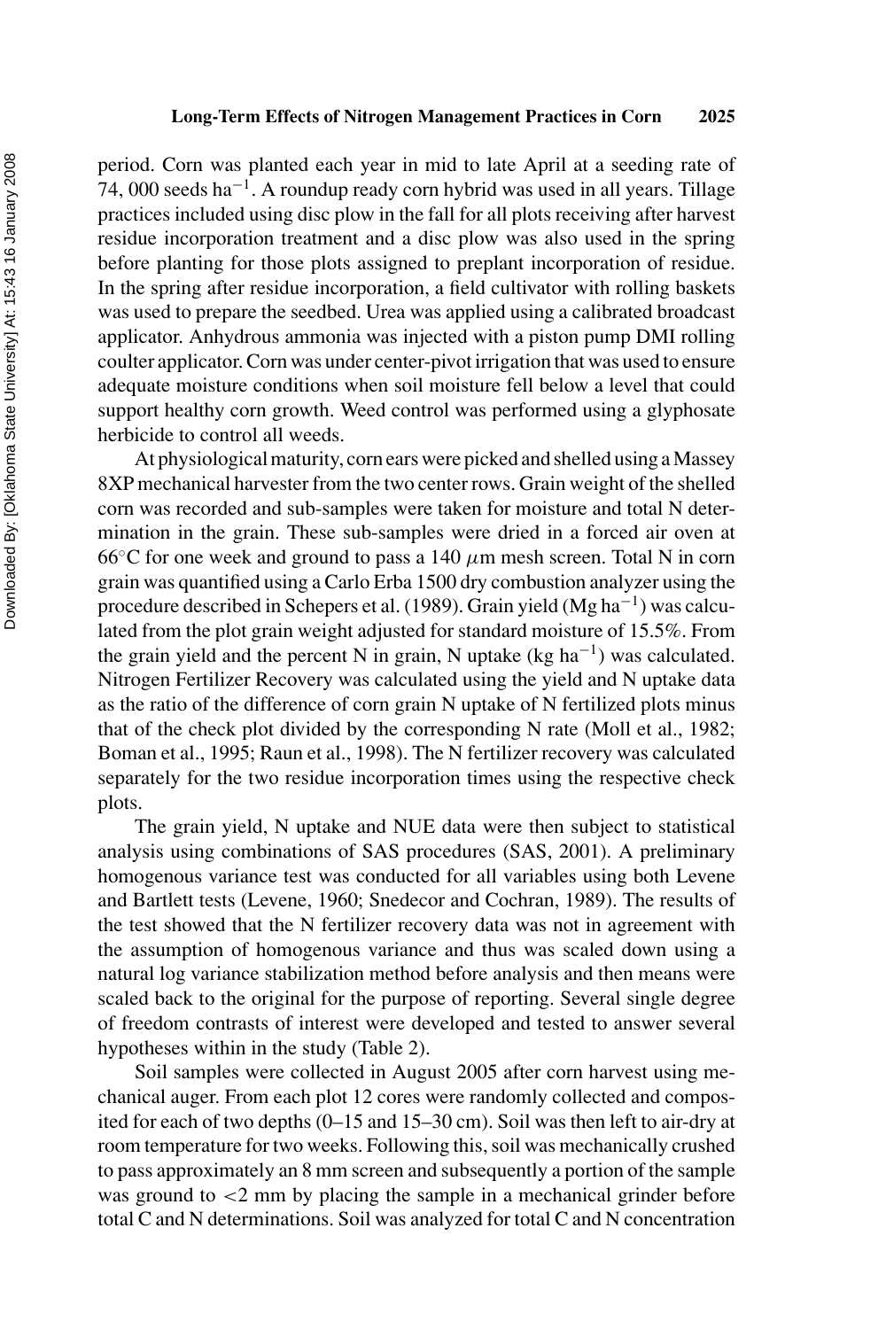period. Corn was planted each year in mid to late April at a seeding rate of 74, 000 seeds ha$^{-1}$. A roundup ready corn hybrid was used in all years. Tillage practices included using disc plow in the fall for all plots receiving after harvest residue incorporation treatment and a disc plow was also used in the spring before planting for those plots assigned to preplant incorporation of residue. In the spring after residue incorporation, a field cultivator with rolling baskets was used to prepare the seedbed. Urea was applied using a calibrated broadcast applicator. Anhydrous ammonia was injected with a piston pump DMI rolling coulter applicator. Corn was under center-pivot irrigation that was used to ensure adequate moisture conditions when soil moisture fell below a level that could support healthy corn growth. Weed control was performed using a glyphosate herbicide to control all weeds.

At physiological maturity, corn ears were picked and shelled using a Massey 8XP mechanical harvester from the two center rows. Grain weight of the shelled corn was recorded and sub-samples were taken for moisture and total N determination in the grain. These sub-samples were dried in a forced air oven at 66°C for one week and ground to pass a 140 $\mu$m mesh screen. Total N in corn grain was quantified using a Carlo Erba 1500 dry combustion analyzer using the procedure described in Schepers et al. (1989). Grain yield (Mg ha$^{-1}$) was calculated from the plot grain weight adjusted for standard moisture of 15.5%. From the grain yield and the percent N in grain, N uptake (kg ha$^{-1}$) was calculated. Nitrogen Fertilizer Recovery was calculated using the yield and N uptake data as the ratio of the difference of corn grain N uptake of N fertilized plots minus that of the check plot divided by the corresponding N rate (Moll et al., 1982; Boman et al., 1995; Raun et al., 1998). The N fertilizer recovery was calculated separately for the two residue incorporation times using the respective check plots.

The grain yield, N uptake and NUE data were then subject to statistical analysis using combinations of SAS procedures (SAS, 2001). A preliminary homogenous variance test was conducted for all variables using both Levene and Bartlett tests (Levene, 1960; Snedecor and Cochran, 1989). The results of the test showed that the N fertilizer recovery data was not in agreement with the assumption of homogenous variance and thus was scaled down using a natural log variance stabilization method before analysis and then means were scaled back to the original for the purpose of reporting. Several single degree of freedom contrasts of interest were developed and tested to answer several hypotheses within in the study (Table 2).

Soil samples were collected in August 2005 after corn harvest using mechanical auger. From each plot 12 cores were randomly collected and composited for each of two depths (0–15 and 15–30 cm). Soil was then left to air-dry at room temperature for two weeks. Following this, soil was mechanically crushed to pass approximately an 8 mm screen and subsequently a portion of the sample was ground to <2 mm by placing the sample in a mechanical grinder before total C and N determinations. Soil was analyzed for total C and N concentration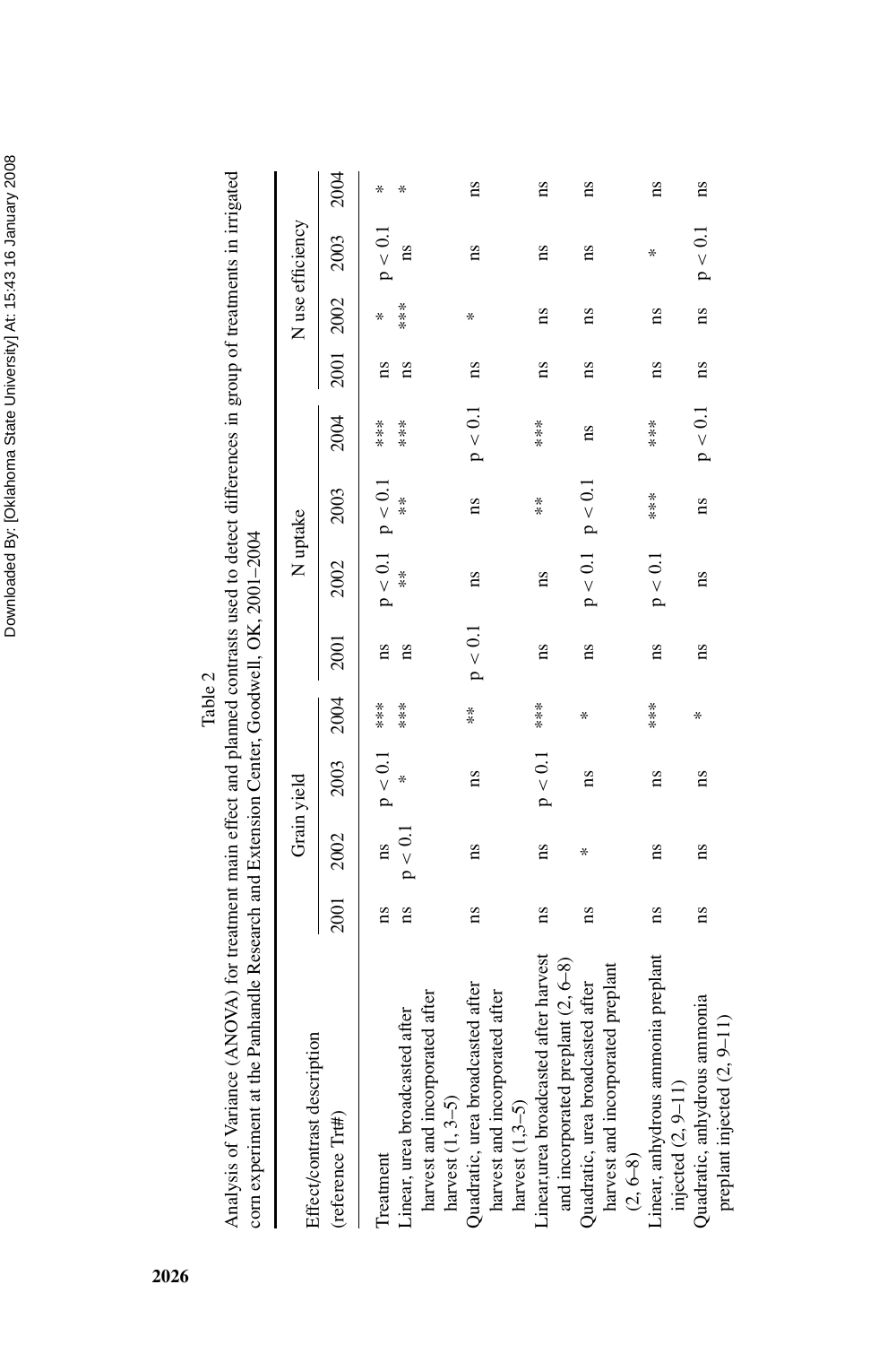Table 2

Analysis of Variance (ANOVA) for treatment main effect and planned contrasts used to detect differences in group of treatments in irrigated corn experiment at the Panhandle Research and Extension Center, Goodwell, OK, 2001–2004

| Effect/contrast description | Grain yield | | | | N uptake | | | | N use efficiency | | | |
|---|---|---|---|---|---|---|---|---|---|---|---|---|
| (reference Trt#) | 2001 | 2002 | 2003 | 2004 | 2001 | 2002 | 2003 | 2004 | 2001 | 2002 | 2003 | 2004 |
| Treatment | ns | ns | $p < 0.1$ | *** | ns | $p < 0.1$ | $p < 0.1$ | *** | ns | * | $p < 0.1$ | * |
| Linear, urea broadcasted after harvest and incorporated after harvest (1, 3–5) | ns | $p < 0.1$ | * | *** | ns | ** | ** | *** | ns | *** | ns | * |
| Quadratic, urea broadcasted after harvest and incorporated after harvest (1,3–5) | ns | ns | ns | ** | $p < 0.1$ | ns | ns | $p < 0.1$ | ns | * | ns | ns |
| Linear,urea broadcasted after harvest and incorporated preplant (2, 6–8) | ns | ns | $p < 0.1$ | *** | ns | ns | ** | *** | ns | ns | ns | ns |
| Quadratic, urea broadcasted after harvest and incorporated preplant (2, 6–8) | ns | * | ns | * | ns | $p < 0.1$ | $p < 0.1$ | ns | ns | ns | ns | ns |
| Linear, anhydrous ammonia preplant injected (2, 9–11) | ns | ns | ns | *** | ns | $p < 0.1$ | *** | *** | ns | ns | * | ns |
| Quadratic, anhydrous ammonia preplant injected (2, 9–11) | ns | ns | ns | * | ns | ns | ns | $p < 0.1$ | ns | ns | $p < 0.1$ | ns |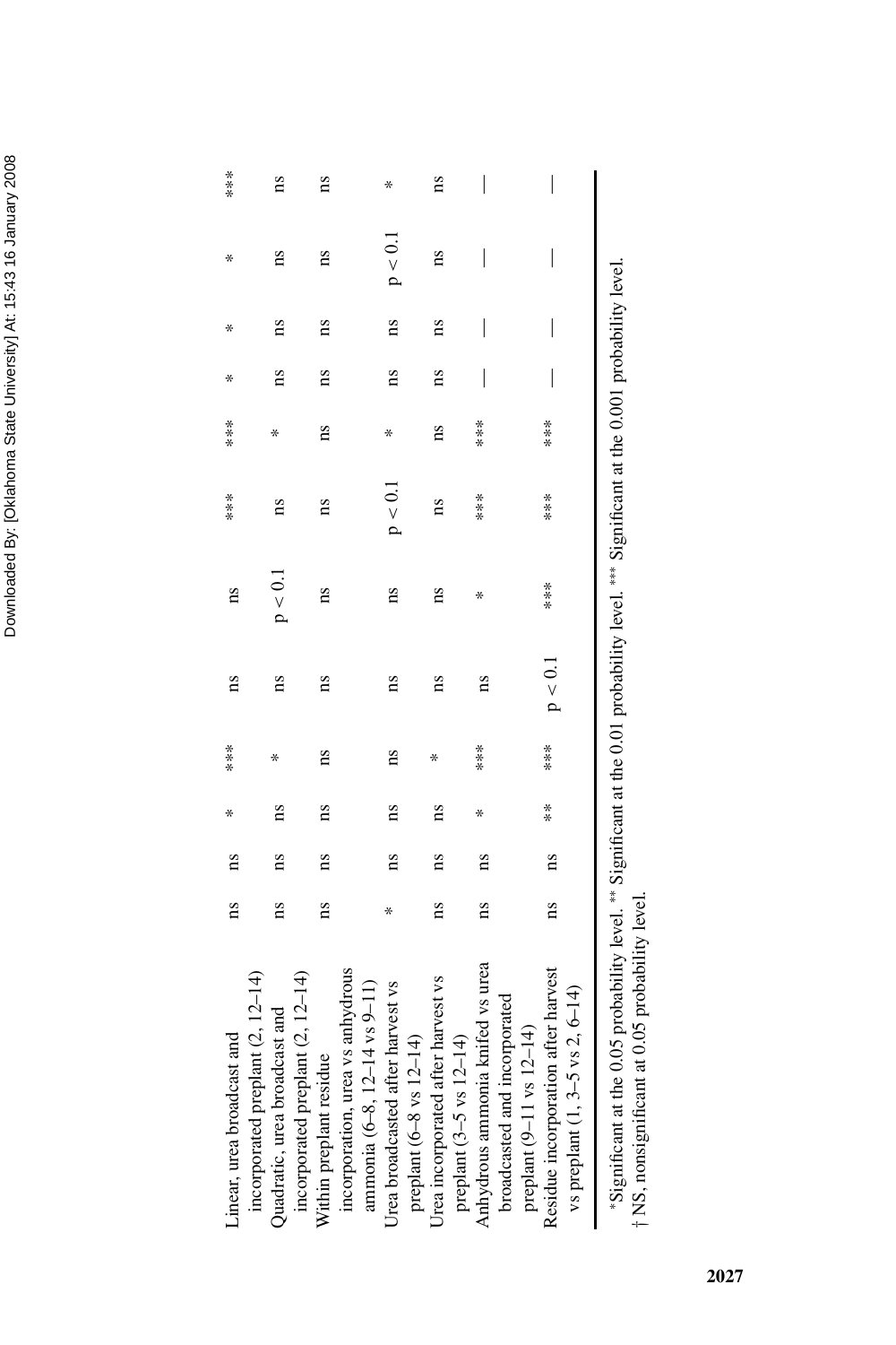| | | | | | | | | | | | | |
|---|---|---|---|---|---|---|---|---|---|---|---|---|
| Linear, urea broadcast and incorporated preplant (2, 12–14) | ns | ns | * | *** | ns | ns | *** | *** | * | * | * | *** |
| Quadratic, urea broadcast and incorporated preplant (2, 12–14) | ns | ns | ns | * | ns | p < 0.1 | ns | * | ns | ns | ns | ns |
| Within preplant residue incorporation, urea vs anhydrous ammonia (6–8, 12–14 vs 9–11) | ns | ns | ns | ns | ns | ns | ns | ns | ns | ns | ns | ns |
| Urea broadcasted after harvest vs preplant (6–8 vs 12–14) | * | ns | ns | ns | ns | ns | p < 0.1 | * | ns | ns | p < 0.1 | * |
| Urea incorporated after harvest vs preplant (3–5 vs 12–14) | ns | ns | ns | * | ns | ns | ns | ns | ns | ns | ns | ns |
| Anhydrous ammonia knifed vs urea broadcasted and incorporated preplant (9–11 vs 12–14) | ns | ns | * | *** | ns | * | *** | *** | — | — | — | — |
| Residue incorporation after harvest vs preplant (1, 3–5 vs 2, 6–14) | ns | ns | ** | *** | p < 0.1 | *** | *** | *** | — | — | — | — |

*Significant at the 0.05 probability level. ** Significant at the 0.01 probability level. *** Significant at the 0.001 probability level.
† NS, nonsignificant at 0.05 probability level.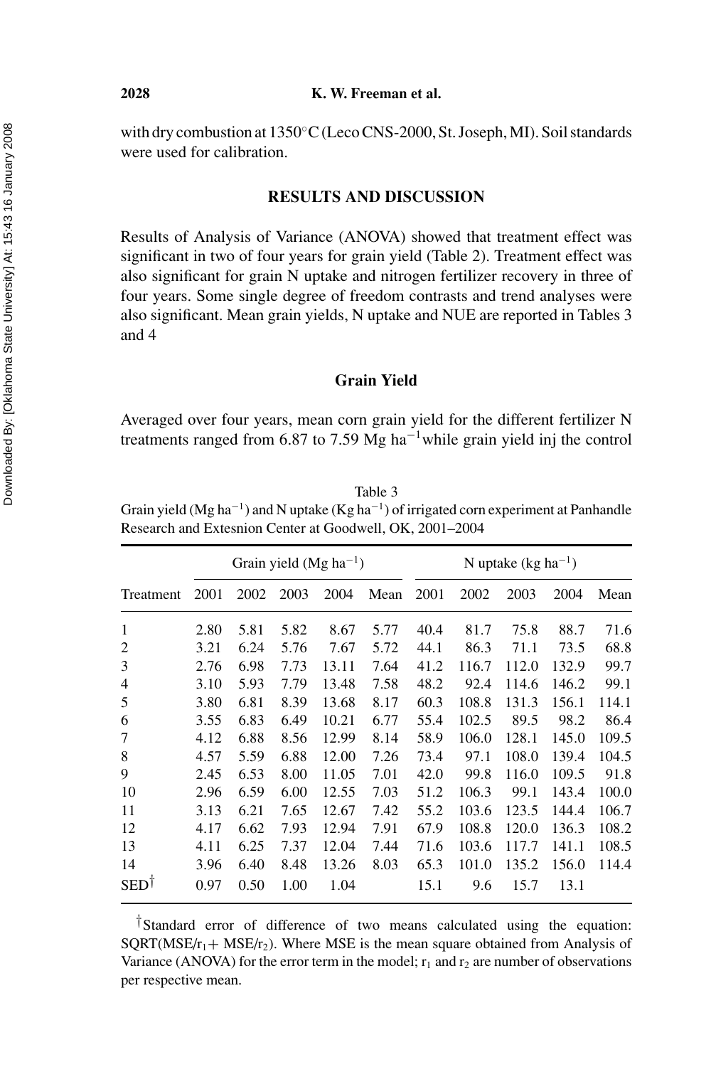with dry combustion at 1350°C (Leco CNS-2000, St. Joseph, MI). Soil standards were used for calibration.

## RESULTS AND DISCUSSION

Results of Analysis of Variance (ANOVA) showed that treatment effect was significant in two of four years for grain yield (Table 2). Treatment effect was also significant for grain N uptake and nitrogen fertilizer recovery in three of four years. Some single degree of freedom contrasts and trend analyses were also significant. Mean grain yields, N uptake and NUE are reported in Tables 3 and 4

### Grain Yield

Averaged over four years, mean corn grain yield for the different fertilizer N treatments ranged from 6.87 to 7.59 Mg ha$^{-1}$while grain yield inj the control

Table 3
Grain yield (Mg ha$^{-1}$) and N uptake (Kg ha$^{-1}$) of irrigated corn experiment at Panhandle Research and Extesnion Center at Goodwell, OK, 2001–2004

| | Grain yield (Mg ha$^{-1}$) | | | | | N uptake (kg ha$^{-1}$) | | | | |
|---|---|---|---|---|---|---|---|---|---|---|
| Treatment | 2001 | 2002 | 2003 | 2004 | Mean | 2001 | 2002 | 2003 | 2004 | Mean |
| 1 | 2.80 | 5.81 | 5.82 | 8.67 | 5.77 | 40.4 | 81.7 | 75.8 | 88.7 | 71.6 |
| 2 | 3.21 | 6.24 | 5.76 | 7.67 | 5.72 | 44.1 | 86.3 | 71.1 | 73.5 | 68.8 |
| 3 | 2.76 | 6.98 | 7.73 | 13.11 | 7.64 | 41.2 | 116.7 | 112.0 | 132.9 | 99.7 |
| 4 | 3.10 | 5.93 | 7.79 | 13.48 | 7.58 | 48.2 | 92.4 | 114.6 | 146.2 | 99.1 |
| 5 | 3.80 | 6.81 | 8.39 | 13.68 | 8.17 | 60.3 | 108.8 | 131.3 | 156.1 | 114.1 |
| 6 | 3.55 | 6.83 | 6.49 | 10.21 | 6.77 | 55.4 | 102.5 | 89.5 | 98.2 | 86.4 |
| 7 | 4.12 | 6.88 | 8.56 | 12.99 | 8.14 | 58.9 | 106.0 | 128.1 | 145.0 | 109.5 |
| 8 | 4.57 | 5.59 | 6.88 | 12.00 | 7.26 | 73.4 | 97.1 | 108.0 | 139.4 | 104.5 |
| 9 | 2.45 | 6.53 | 8.00 | 11.05 | 7.01 | 42.0 | 99.8 | 116.0 | 109.5 | 91.8 |
| 10 | 2.96 | 6.59 | 6.00 | 12.55 | 7.03 | 51.2 | 106.3 | 99.1 | 143.4 | 100.0 |
| 11 | 3.13 | 6.21 | 7.65 | 12.67 | 7.42 | 55.2 | 103.6 | 123.5 | 144.4 | 106.7 |
| 12 | 4.17 | 6.62 | 7.93 | 12.94 | 7.91 | 67.9 | 108.8 | 120.0 | 136.3 | 108.2 |
| 13 | 4.11 | 6.25 | 7.37 | 12.04 | 7.44 | 71.6 | 103.6 | 117.7 | 141.1 | 108.5 |
| 14 | 3.96 | 6.40 | 8.48 | 13.26 | 8.03 | 65.3 | 101.0 | 135.2 | 156.0 | 114.4 |
| SED† | 0.97 | 0.50 | 1.00 | 1.04 | | 15.1 | 9.6 | 15.7 | 13.1 | |

†Standard error of difference of two means calculated using the equation: SQRT(MSE/$r_1$+ MSE/$r_2$). Where MSE is the mean square obtained from Analysis of Variance (ANOVA) for the error term in the model; $r_1$ and $r_2$ are number of observations per respective mean.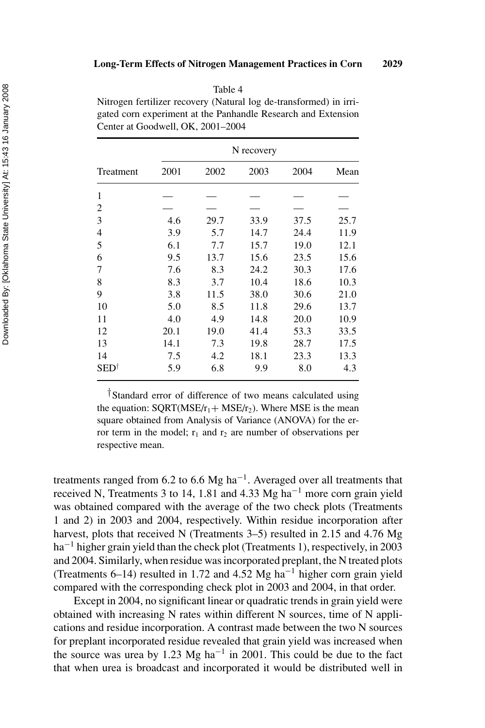Table 4

Nitrogen fertilizer recovery (Natural log de-transformed) in irrigated corn experiment at the Panhandle Research and Extension Center at Goodwell, OK, 2001–2004

| Treatment | N recovery | | | | |
|---|---|---|---|---|---|
| | 2001 | 2002 | 2003 | 2004 | Mean |
| 1 | — | — | — | — | — |
| 2 | — | — | — | — | — |
| 3 | 4.6 | 29.7 | 33.9 | 37.5 | 25.7 |
| 4 | 3.9 | 5.7 | 14.7 | 24.4 | 11.9 |
| 5 | 6.1 | 7.7 | 15.7 | 19.0 | 12.1 |
| 6 | 9.5 | 13.7 | 15.6 | 23.5 | 15.6 |
| 7 | 7.6 | 8.3 | 24.2 | 30.3 | 17.6 |
| 8 | 8.3 | 3.7 | 10.4 | 18.6 | 10.3 |
| 9 | 3.8 | 11.5 | 38.0 | 30.6 | 21.0 |
| 10 | 5.0 | 8.5 | 11.8 | 29.6 | 13.7 |
| 11 | 4.0 | 4.9 | 14.8 | 20.0 | 10.9 |
| 12 | 20.1 | 19.0 | 41.4 | 53.3 | 33.5 |
| 13 | 14.1 | 7.3 | 19.8 | 28.7 | 17.5 |
| 14 | 7.5 | 4.2 | 18.1 | 23.3 | 13.3 |
| SED[†] | 5.9 | 6.8 | 9.9 | 8.0 | 4.3 |

[†]Standard error of difference of two means calculated using the equation: SQRT($MSE/r_1 + MSE/r_2$). Where MSE is the mean square obtained from Analysis of Variance (ANOVA) for the error term in the model; $r_1$ and $r_2$ are number of observations per respective mean.

treatments ranged from 6.2 to 6.6 Mg ha$^{-1}$. Averaged over all treatments that received N, Treatments 3 to 14, 1.81 and 4.33 Mg ha$^{-1}$ more corn grain yield was obtained compared with the average of the two check plots (Treatments 1 and 2) in 2003 and 2004, respectively. Within residue incorporation after harvest, plots that received N (Treatments 3–5) resulted in 2.15 and 4.76 Mg ha$^{-1}$ higher grain yield than the check plot (Treatments 1), respectively, in 2003 and 2004. Similarly, when residue was incorporated preplant, the N treated plots (Treatments 6–14) resulted in 1.72 and 4.52 Mg ha$^{-1}$ higher corn grain yield compared with the corresponding check plot in 2003 and 2004, in that order.

Except in 2004, no significant linear or quadratic trends in grain yield were obtained with increasing N rates within different N sources, time of N applications and residue incorporation. A contrast made between the two N sources for preplant incorporated residue revealed that grain yield was increased when the source was urea by 1.23 Mg ha$^{-1}$ in 2001. This could be due to the fact that when urea is broadcast and incorporated it would be distributed well in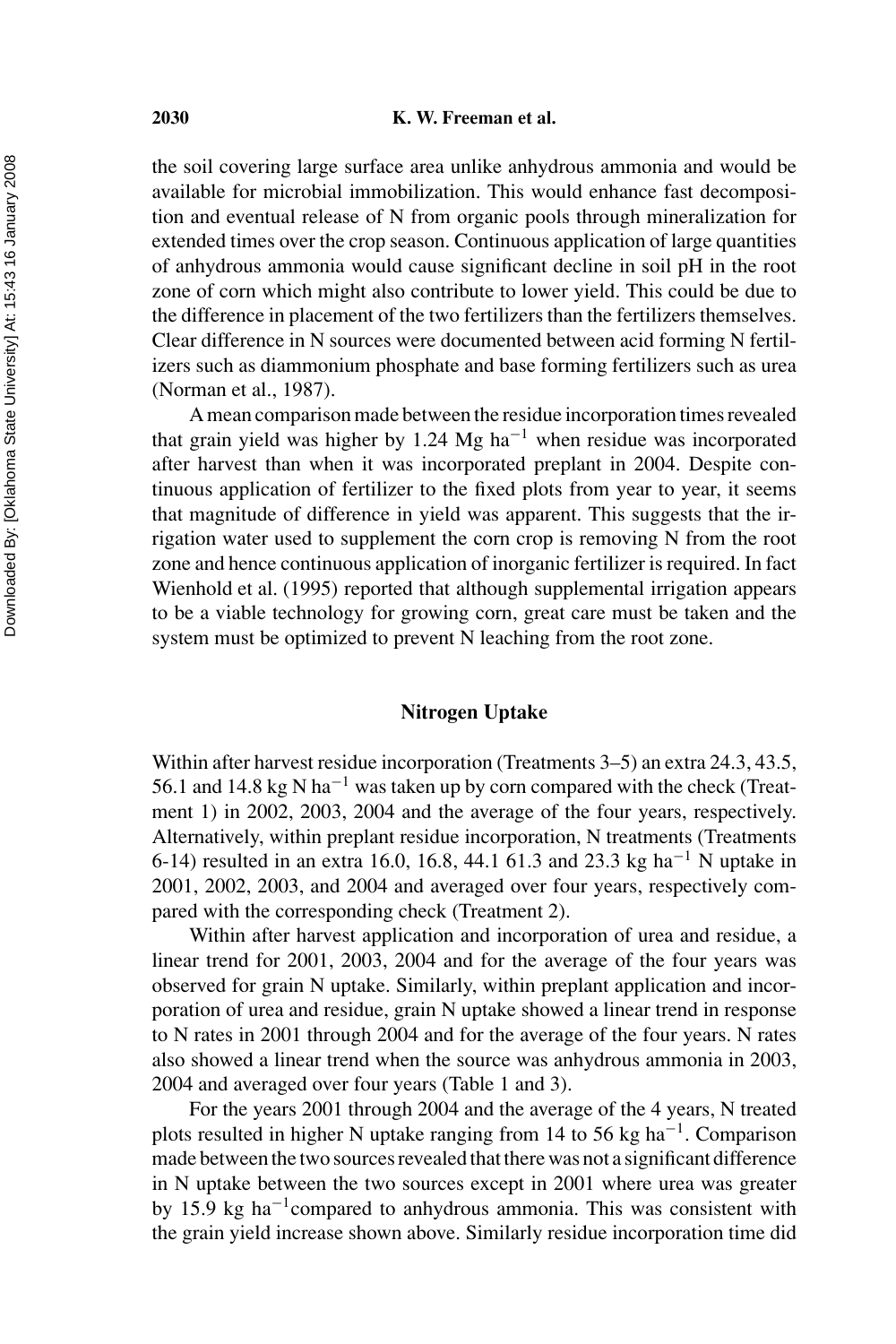the soil covering large surface area unlike anhydrous ammonia and would be available for microbial immobilization. This would enhance fast decomposition and eventual release of N from organic pools through mineralization for extended times over the crop season. Continuous application of large quantities of anhydrous ammonia would cause significant decline in soil pH in the root zone of corn which might also contribute to lower yield. This could be due to the difference in placement of the two fertilizers than the fertilizers themselves. Clear difference in N sources were documented between acid forming N fertilizers such as diammonium phosphate and base forming fertilizers such as urea (Norman et al., 1987).

A mean comparison made between the residue incorporation times revealed that grain yield was higher by 1.24 Mg ha$^{-1}$ when residue was incorporated after harvest than when it was incorporated preplant in 2004. Despite continuous application of fertilizer to the fixed plots from year to year, it seems that magnitude of difference in yield was apparent. This suggests that the irrigation water used to supplement the corn crop is removing N from the root zone and hence continuous application of inorganic fertilizer is required. In fact Wienhold et al. (1995) reported that although supplemental irrigation appears to be a viable technology for growing corn, great care must be taken and the system must be optimized to prevent N leaching from the root zone.

## Nitrogen Uptake

Within after harvest residue incorporation (Treatments 3–5) an extra 24.3, 43.5, 56.1 and 14.8 kg N ha$^{-1}$ was taken up by corn compared with the check (Treatment 1) in 2002, 2003, 2004 and the average of the four years, respectively. Alternatively, within preplant residue incorporation, N treatments (Treatments 6-14) resulted in an extra 16.0, 16.8, 44.1 61.3 and 23.3 kg ha$^{-1}$ N uptake in 2001, 2002, 2003, and 2004 and averaged over four years, respectively compared with the corresponding check (Treatment 2).

Within after harvest application and incorporation of urea and residue, a linear trend for 2001, 2003, 2004 and for the average of the four years was observed for grain N uptake. Similarly, within preplant application and incorporation of urea and residue, grain N uptake showed a linear trend in response to N rates in 2001 through 2004 and for the average of the four years. N rates also showed a linear trend when the source was anhydrous ammonia in 2003, 2004 and averaged over four years (Table 1 and 3).

For the years 2001 through 2004 and the average of the 4 years, N treated plots resulted in higher N uptake ranging from 14 to 56 kg ha$^{-1}$. Comparison made between the two sources revealed that there was not a significant difference in N uptake between the two sources except in 2001 where urea was greater by 15.9 kg ha$^{-1}$compared to anhydrous ammonia. This was consistent with the grain yield increase shown above. Similarly residue incorporation time did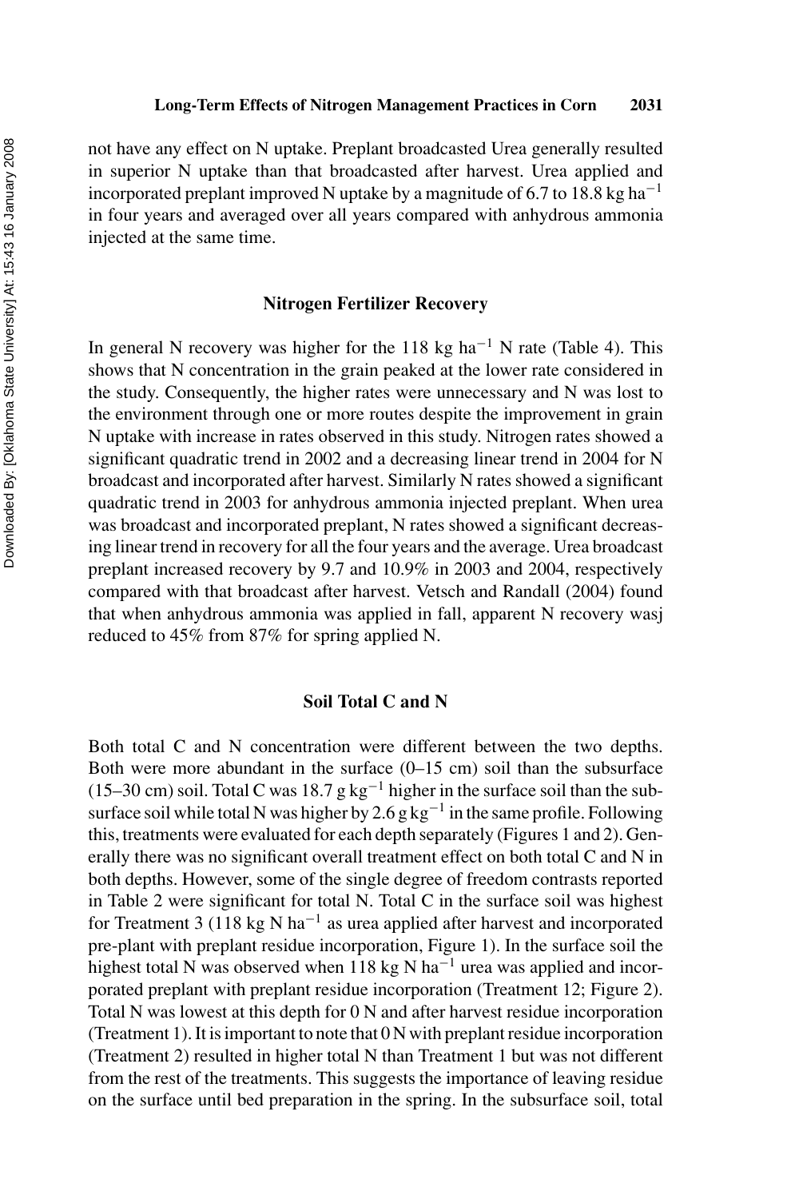not have any effect on N uptake. Preplant broadcasted Urea generally resulted in superior N uptake than that broadcasted after harvest. Urea applied and incorporated preplant improved N uptake by a magnitude of 6.7 to 18.8 kg ha$^{-1}$ in four years and averaged over all years compared with anhydrous ammonia injected at the same time.

## Nitrogen Fertilizer Recovery

In general N recovery was higher for the 118 kg ha$^{-1}$ N rate (Table 4). This shows that N concentration in the grain peaked at the lower rate considered in the study. Consequently, the higher rates were unnecessary and N was lost to the environment through one or more routes despite the improvement in grain N uptake with increase in rates observed in this study. Nitrogen rates showed a significant quadratic trend in 2002 and a decreasing linear trend in 2004 for N broadcast and incorporated after harvest. Similarly N rates showed a significant quadratic trend in 2003 for anhydrous ammonia injected preplant. When urea was broadcast and incorporated preplant, N rates showed a significant decreasing linear trend in recovery for all the four years and the average. Urea broadcast preplant increased recovery by 9.7 and 10.9% in 2003 and 2004, respectively compared with that broadcast after harvest. Vetsch and Randall (2004) found that when anhydrous ammonia was applied in fall, apparent N recovery wasj reduced to 45% from 87% for spring applied N.

## Soil Total C and N

Both total C and N concentration were different between the two depths. Both were more abundant in the surface (0–15 cm) soil than the subsurface (15–30 cm) soil. Total C was 18.7 g kg$^{-1}$ higher in the surface soil than the subsurface soil while total N was higher by 2.6 g kg$^{-1}$ in the same profile. Following this, treatments were evaluated for each depth separately (Figures 1 and 2). Generally there was no significant overall treatment effect on both total C and N in both depths. However, some of the single degree of freedom contrasts reported in Table 2 were significant for total N. Total C in the surface soil was highest for Treatment 3 (118 kg N ha$^{-1}$ as urea applied after harvest and incorporated pre-plant with preplant residue incorporation, Figure 1). In the surface soil the highest total N was observed when 118 kg N ha$^{-1}$ urea was applied and incorporated preplant with preplant residue incorporation (Treatment 12; Figure 2). Total N was lowest at this depth for 0 N and after harvest residue incorporation (Treatment 1). It is important to note that 0 N with preplant residue incorporation (Treatment 2) resulted in higher total N than Treatment 1 but was not different from the rest of the treatments. This suggests the importance of leaving residue on the surface until bed preparation in the spring. In the subsurface soil, total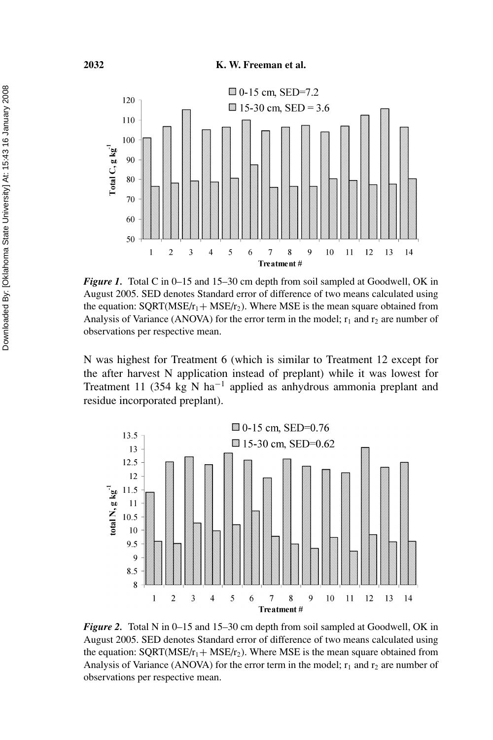*Figure 1*. Total C in 0–15 and 15–30 cm depth from soil sampled at Goodwell, OK in August 2005. SED denotes Standard error of difference of two means calculated using the equation: SQRT(MSE/$r_1$+ MSE/$r_2$). Where MSE is the mean square obtained from Analysis of Variance (ANOVA) for the error term in the model; $r_1$ and $r_2$ are number of observations per respective mean.

N was highest for Treatment 6 (which is similar to Treatment 12 except for the after harvest N application instead of preplant) while it was lowest for Treatment 11 (354 kg N $ha^{-1}$ applied as anhydrous ammonia preplant and residue incorporated preplant).

*Figure 2*. Total N in 0–15 and 15–30 cm depth from soil sampled at Goodwell, OK in August 2005. SED denotes Standard error of difference of two means calculated using the equation: SQRT(MSE/$r_1$+ MSE/$r_2$). Where MSE is the mean square obtained from Analysis of Variance (ANOVA) for the error term in the model; $r_1$ and $r_2$ are number of observations per respective mean.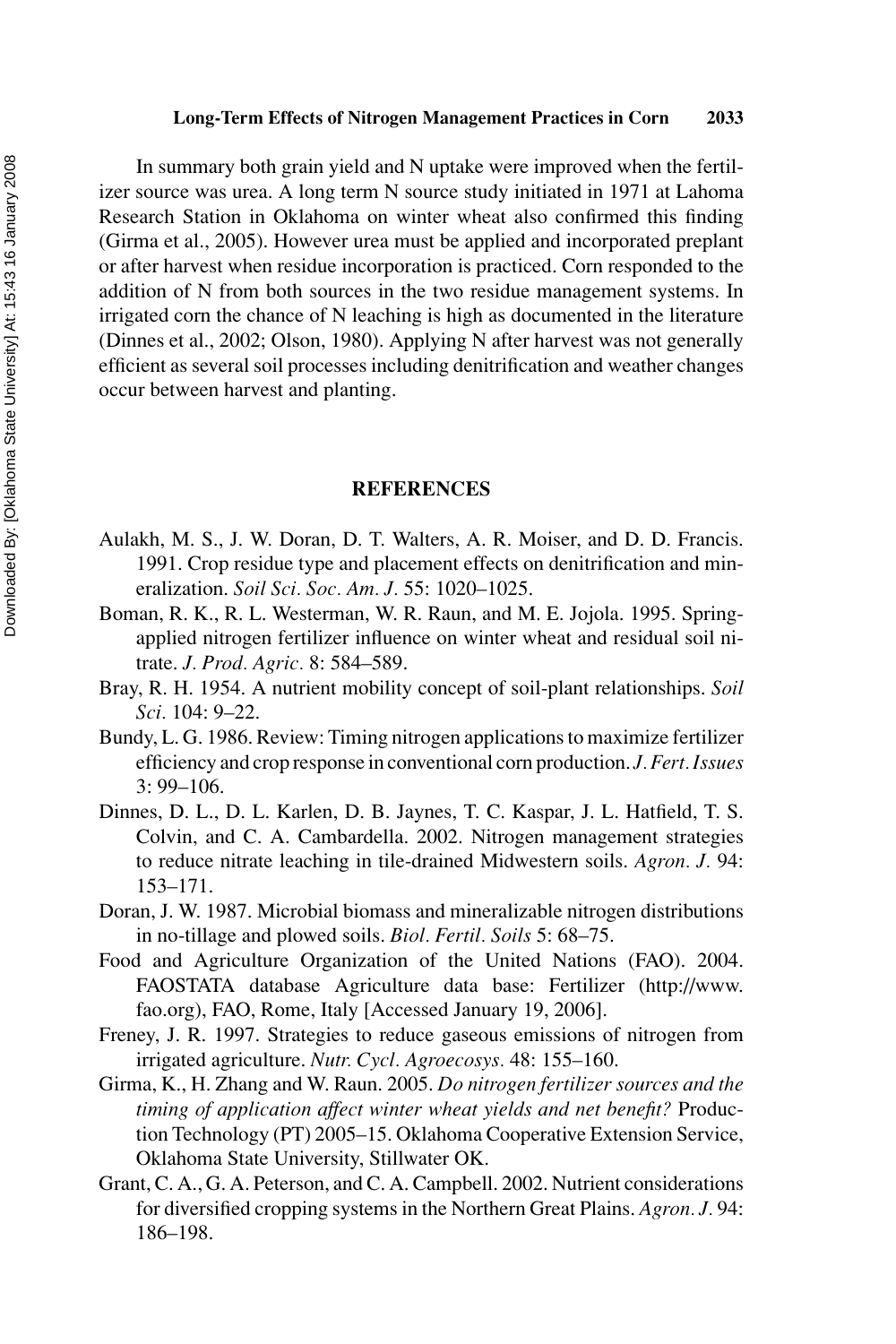In summary both grain yield and N uptake were improved when the fertilizer source was urea. A long term N source study initiated in 1971 at Lahoma Research Station in Oklahoma on winter wheat also confirmed this finding (Girma et al., 2005). However urea must be applied and incorporated preplant or after harvest when residue incorporation is practiced. Corn responded to the addition of N from both sources in the two residue management systems. In irrigated corn the chance of N leaching is high as documented in the literature (Dinnes et al., 2002; Olson, 1980). Applying N after harvest was not generally efficient as several soil processes including denitrification and weather changes occur between harvest and planting.

## REFERENCES

Aulakh, M. S., J. W. Doran, D. T. Walters, A. R. Moiser, and D. D. Francis. 1991. Crop residue type and placement effects on denitrification and mineralization. *Soil Sci. Soc. Am. J.* 55: 1020–1025.

Boman, R. K., R. L. Westerman, W. R. Raun, and M. E. Jojola. 1995. Spring-applied nitrogen fertilizer influence on winter wheat and residual soil nitrate. *J. Prod. Agric.* 8: 584–589.

Bray, R. H. 1954. A nutrient mobility concept of soil-plant relationships. *Soil Sci.* 104: 9–22.

Bundy, L. G. 1986. Review: Timing nitrogen applications to maximize fertilizer efficiency and crop response in conventional corn production. *J. Fert. Issues* 3: 99–106.

Dinnes, D. L., D. L. Karlen, D. B. Jaynes, T. C. Kaspar, J. L. Hatfield, T. S. Colvin, and C. A. Cambardella. 2002. Nitrogen management strategies to reduce nitrate leaching in tile-drained Midwestern soils. *Agron. J.* 94: 153–171.

Doran, J. W. 1987. Microbial biomass and mineralizable nitrogen distributions in no-tillage and plowed soils. *Biol. Fertil. Soils* 5: 68–75.

Food and Agriculture Organization of the United Nations (FAO). 2004. FAOSTATA database Agriculture data base: Fertilizer (http://www.fao.org), FAO, Rome, Italy [Accessed January 19, 2006].

Freney, J. R. 1997. Strategies to reduce gaseous emissions of nitrogen from irrigated agriculture. *Nutr. Cycl. Agroecosys.* 48: 155–160.

Girma, K., H. Zhang and W. Raun. 2005. *Do nitrogen fertilizer sources and the timing of application affect winter wheat yields and net benefit?* Production Technology (PT) 2005–15. Oklahoma Cooperative Extension Service, Oklahoma State University, Stillwater OK.

Grant, C. A., G. A. Peterson, and C. A. Campbell. 2002. Nutrient considerations for diversified cropping systems in the Northern Great Plains. *Agron. J.* 94: 186–198.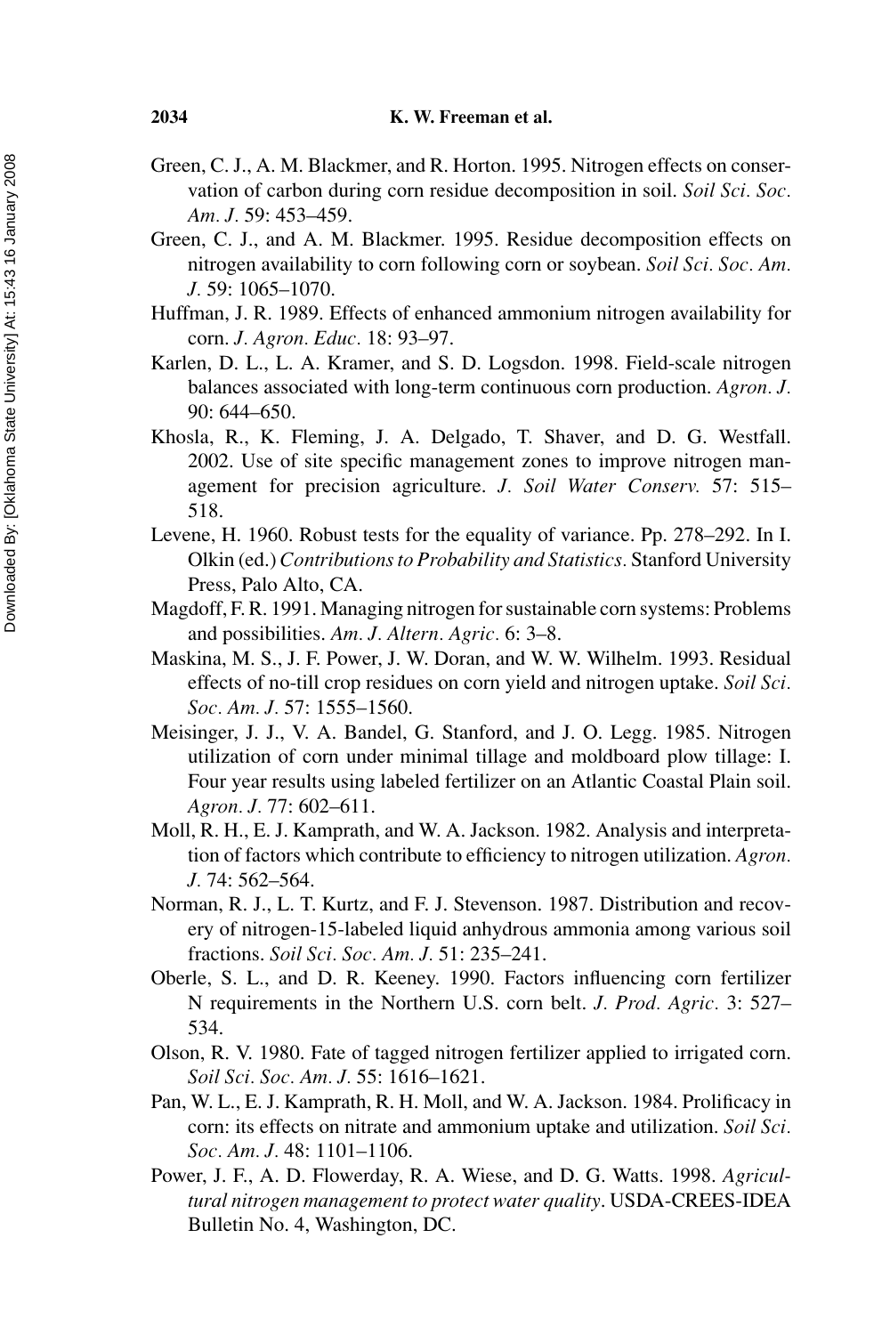Green, C. J., A. M. Blackmer, and R. Horton. 1995. Nitrogen effects on conservation of carbon during corn residue decomposition in soil. *Soil Sci. Soc. Am. J.* 59: 453–459.

Green, C. J., and A. M. Blackmer. 1995. Residue decomposition effects on nitrogen availability to corn following corn or soybean. *Soil Sci. Soc. Am. J.* 59: 1065–1070.

Huffman, J. R. 1989. Effects of enhanced ammonium nitrogen availability for corn. *J. Agron. Educ.* 18: 93–97.

Karlen, D. L., L. A. Kramer, and S. D. Logsdon. 1998. Field-scale nitrogen balances associated with long-term continuous corn production. *Agron. J.* 90: 644–650.

Khosla, R., K. Fleming, J. A. Delgado, T. Shaver, and D. G. Westfall. 2002. Use of site specific management zones to improve nitrogen management for precision agriculture. *J. Soil Water Conserv.* 57: 515–518.

Levene, H. 1960. Robust tests for the equality of variance. Pp. 278–292. In I. Olkin (ed.) *Contributions to Probability and Statistics*. Stanford University Press, Palo Alto, CA.

Magdoff, F. R. 1991. Managing nitrogen for sustainable corn systems: Problems and possibilities. *Am. J. Altern. Agric.* 6: 3–8.

Maskina, M. S., J. F. Power, J. W. Doran, and W. W. Wilhelm. 1993. Residual effects of no-till crop residues on corn yield and nitrogen uptake. *Soil Sci. Soc. Am. J.* 57: 1555–1560.

Meisinger, J. J., V. A. Bandel, G. Stanford, and J. O. Legg. 1985. Nitrogen utilization of corn under minimal tillage and moldboard plow tillage: I. Four year results using labeled fertilizer on an Atlantic Coastal Plain soil. *Agron. J.* 77: 602–611.

Moll, R. H., E. J. Kamprath, and W. A. Jackson. 1982. Analysis and interpretation of factors which contribute to efficiency to nitrogen utilization. *Agron. J.* 74: 562–564.

Norman, R. J., L. T. Kurtz, and F. J. Stevenson. 1987. Distribution and recovery of nitrogen-15-labeled liquid anhydrous ammonia among various soil fractions. *Soil Sci. Soc. Am. J.* 51: 235–241.

Oberle, S. L., and D. R. Keeney. 1990. Factors influencing corn fertilizer N requirements in the Northern U.S. corn belt. *J. Prod. Agric.* 3: 527–534.

Olson, R. V. 1980. Fate of tagged nitrogen fertilizer applied to irrigated corn. *Soil Sci. Soc. Am. J.* 55: 1616–1621.

Pan, W. L., E. J. Kamprath, R. H. Moll, and W. A. Jackson. 1984. Prolificacy in corn: its effects on nitrate and ammonium uptake and utilization. *Soil Sci. Soc. Am. J.* 48: 1101–1106.

Power, J. F., A. D. Flowerday, R. A. Wiese, and D. G. Watts. 1998. *Agricultural nitrogen management to protect water quality*. USDA-CREES-IDEA Bulletin No. 4, Washington, DC.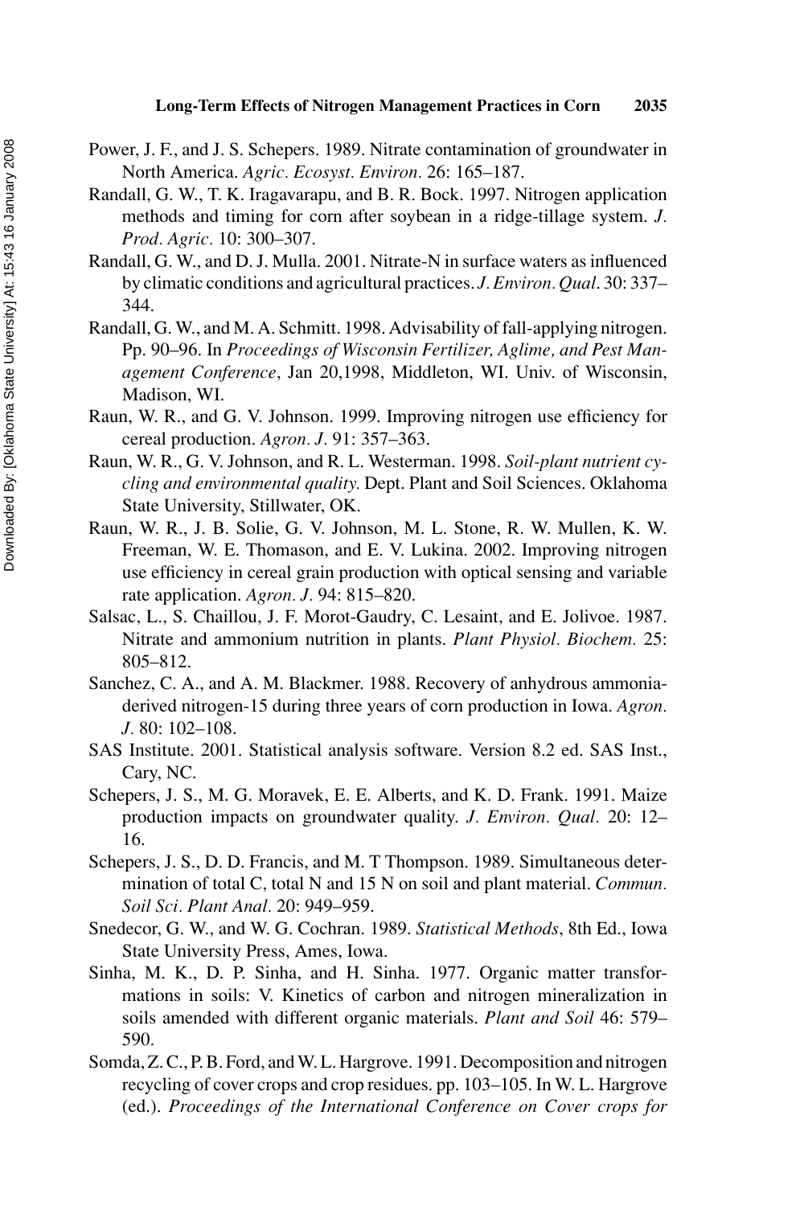Power, J. F., and J. S. Schepers. 1989. Nitrate contamination of groundwater in North America. *Agric. Ecosyst. Environ.* 26: 165–187.

Randall, G. W., T. K. Iragavarapu, and B. R. Bock. 1997. Nitrogen application methods and timing for corn after soybean in a ridge-tillage system. *J. Prod. Agric.* 10: 300–307.

Randall, G. W., and D. J. Mulla. 2001. Nitrate-N in surface waters as influenced by climatic conditions and agricultural practices. *J. Environ. Qual.* 30: 337–344.

Randall, G. W., and M. A. Schmitt. 1998. Advisability of fall-applying nitrogen. Pp. 90–96. In *Proceedings of Wisconsin Fertilizer, Aglime, and Pest Management Conference*, Jan 20,1998, Middleton, WI. Univ. of Wisconsin, Madison, WI.

Raun, W. R., and G. V. Johnson. 1999. Improving nitrogen use efficiency for cereal production. *Agron. J.* 91: 357–363.

Raun, W. R., G. V. Johnson, and R. L. Westerman. 1998. *Soil-plant nutrient cycling and environmental quality.* Dept. Plant and Soil Sciences. Oklahoma State University, Stillwater, OK.

Raun, W. R., J. B. Solie, G. V. Johnson, M. L. Stone, R. W. Mullen, K. W. Freeman, W. E. Thomason, and E. V. Lukina. 2002. Improving nitrogen use efficiency in cereal grain production with optical sensing and variable rate application. *Agron. J.* 94: 815–820.

Salsac, L., S. Chaillou, J. F. Morot-Gaudry, C. Lesaint, and E. Jolivoe. 1987. Nitrate and ammonium nutrition in plants. *Plant Physiol. Biochem.* 25: 805–812.

Sanchez, C. A., and A. M. Blackmer. 1988. Recovery of anhydrous ammonia-derived nitrogen-15 during three years of corn production in Iowa. *Agron. J.* 80: 102–108.

SAS Institute. 2001. Statistical analysis software. Version 8.2 ed. SAS Inst., Cary, NC.

Schepers, J. S., M. G. Moravek, E. E. Alberts, and K. D. Frank. 1991. Maize production impacts on groundwater quality. *J. Environ. Qual.* 20: 12–16.

Schepers, J. S., D. D. Francis, and M. T Thompson. 1989. Simultaneous determination of total C, total N and 15 N on soil and plant material. *Commun. Soil Sci. Plant Anal.* 20: 949–959.

Snedecor, G. W., and W. G. Cochran. 1989. *Statistical Methods*, 8th Ed., Iowa State University Press, Ames, Iowa.

Sinha, M. K., D. P. Sinha, and H. Sinha. 1977. Organic matter transformations in soils: V. Kinetics of carbon and nitrogen mineralization in soils amended with different organic materials. *Plant and Soil* 46: 579–590.

Somda, Z. C., P. B. Ford, and W. L. Hargrove. 1991. Decomposition and nitrogen recycling of cover crops and crop residues. pp. 103–105. In W. L. Hargrove (ed.). *Proceedings of the International Conference on Cover crops for*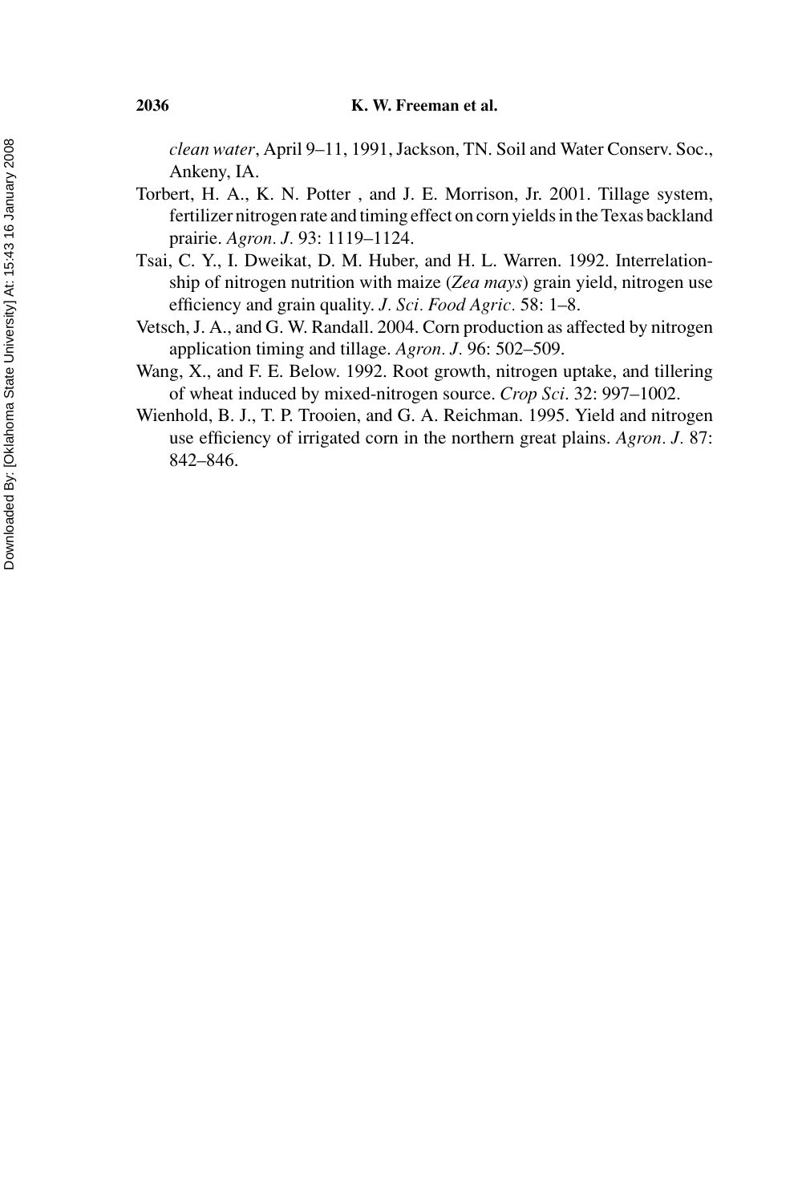*clean water*, April 9–11, 1991, Jackson, TN. Soil and Water Conserv. Soc., Ankeny, IA.

Torbert, H. A., K. N. Potter , and J. E. Morrison, Jr. 2001. Tillage system, fertilizer nitrogen rate and timing effect on corn yields in the Texas backland prairie. *Agron. J.* 93: 1119–1124.

Tsai, C. Y., I. Dweikat, D. M. Huber, and H. L. Warren. 1992. Interrelationship of nitrogen nutrition with maize (*Zea mays*) grain yield, nitrogen use efficiency and grain quality. *J. Sci. Food Agric.* 58: 1–8.

Vetsch, J. A., and G. W. Randall. 2004. Corn production as affected by nitrogen application timing and tillage. *Agron. J.* 96: 502–509.

Wang, X., and F. E. Below. 1992. Root growth, nitrogen uptake, and tillering of wheat induced by mixed-nitrogen source. *Crop Sci.* 32: 997–1002.

Wienhold, B. J., T. P. Trooien, and G. A. Reichman. 1995. Yield and nitrogen use efficiency of irrigated corn in the northern great plains. *Agron. J.* 87: 842–846.